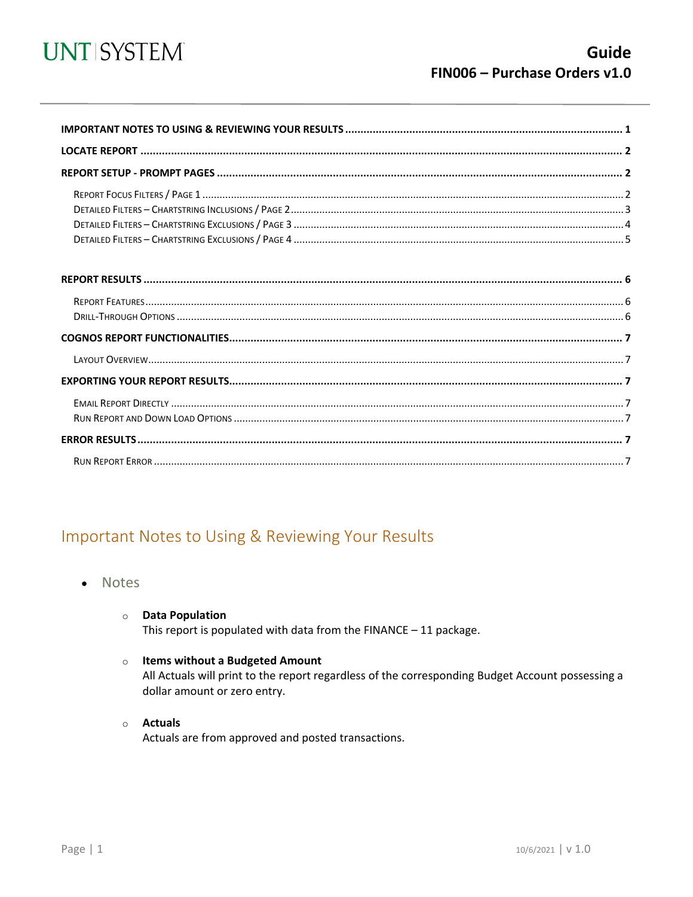UNT | SYSTEM

**Guide**
**FIN006 – Purchase Orders v1.0**

---

**IMPORTANT NOTES TO USING & REVIEWING YOUR RESULTS** .......... 1

**LOCATE REPORT** .......... 2

**REPORT SETUP - PROMPT PAGES** .......... 2

- Report Focus Filters / Page 1 .......... 2
- Detailed Filters – Chartstring Inclusions / Page 2 .......... 3
- Detailed Filters – Chartstring Exclusions / Page 3 .......... 4
- Detailed Filters – Chartstring Exclusions / Page 4 .......... 5

**REPORT RESULTS** .......... 6

- Report Features .......... 6
- Drill-Through Options .......... 6

**COGNOS REPORT FUNCTIONALITIES** .......... 7

- Layout Overview .......... 7

**EXPORTING YOUR REPORT RESULTS** .......... 7

- Email Report Directly .......... 7
- Run Report and Down Load Options .......... 7

**ERROR RESULTS** .......... 7

- Run Report Error .......... 7

## Important Notes to Using & Reviewing Your Results

- ### Notes
  - **Data Population**
    This report is populated with data from the FINANCE – 11 package.
  - **Items without a Budgeted Amount**
    All Actuals will print to the report regardless of the corresponding Budget Account possessing a dollar amount or zero entry.
  - **Actuals**
    Actuals are from approved and posted transactions.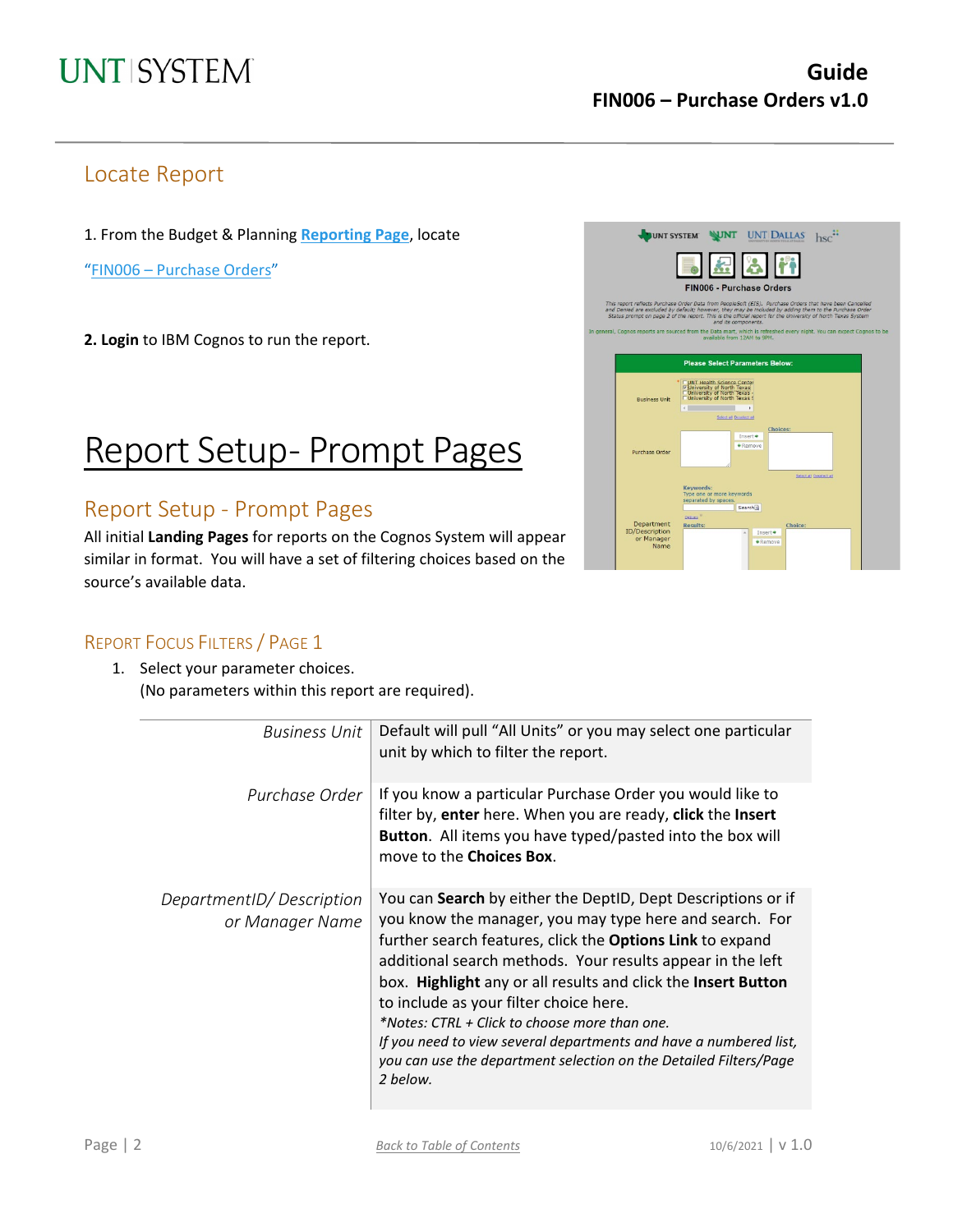## Locate Report

1. From the Budget & Planning **Reporting Page**, locate "FIN006 – Purchase Orders"

**2. Login** to IBM Cognos to run the report.

# Report Setup- Prompt Pages

## Report Setup - Prompt Pages

All initial **Landing Pages** for reports on the Cognos System will appear similar in format. You will have a set of filtering choices based on the source's available data.

### Report Focus Filters / Page 1

1. Select your parameter choices.
   (No parameters within this report are required).

| | |
|---|---|
| *Business Unit* | Default will pull "All Units" or you may select one particular unit by which to filter the report. |
| *Purchase Order* | If you know a particular Purchase Order you would like to filter by, **enter** here. When you are ready, **click** the **Insert Button**. All items you have typed/pasted into the box will move to the **Choices Box**. |
| *DepartmentID/ Description or Manager Name* | You can **Search** by either the DeptID, Dept Descriptions or if you know the manager, you may type here and search. For further search features, click the **Options Link** to expand additional search methods. Your results appear in the left box. **Highlight** any or all results and click the **Insert Button** to include as your filter choice here. *\*Notes: CTRL + Click to choose more than one. If you need to view several departments and have a numbered list, you can use the department selection on the Detailed Filters/Page 2 below.* |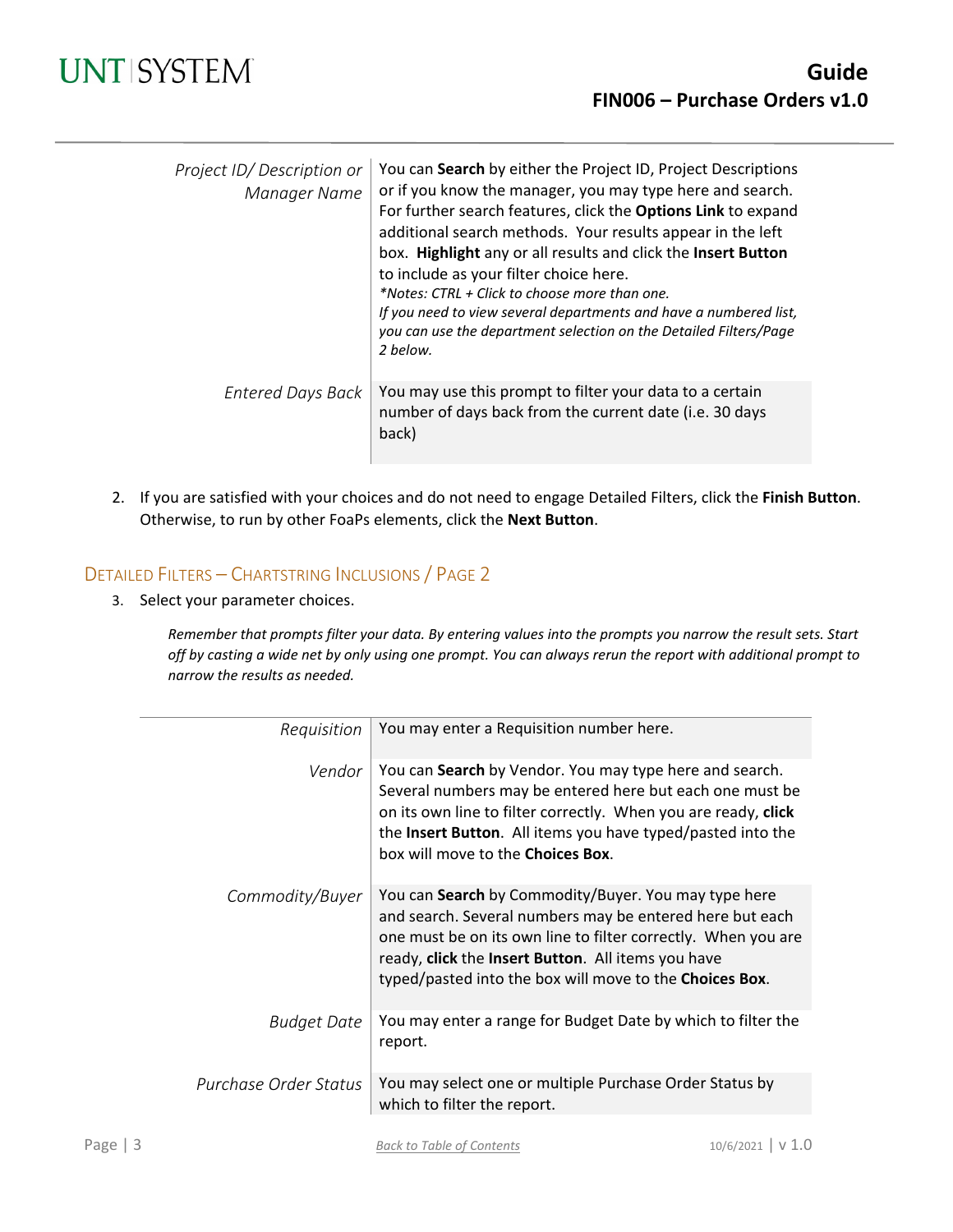| | |
|---|---|
| *Project ID/ Description or Manager Name* | You can **Search** by either the Project ID, Project Descriptions or if you know the manager, you may type here and search. For further search features, click the **Options Link** to expand additional search methods. Your results appear in the left box. **Highlight** any or all results and click the **Insert Button** to include as your filter choice here. *\*Notes: CTRL + Click to choose more than one. If you need to view several departments and have a numbered list, you can use the department selection on the Detailed Filters/Page 2 below.* |
| *Entered Days Back* | You may use this prompt to filter your data to a certain number of days back from the current date (i.e. 30 days back) |

2. If you are satisfied with your choices and do not need to engage Detailed Filters, click the **Finish Button**. Otherwise, to run by other FoaPs elements, click the **Next Button**.

## Detailed Filters – Chartstring Inclusions / Page 2

3. Select your parameter choices.

*Remember that prompts filter your data. By entering values into the prompts you narrow the result sets. Start off by casting a wide net by only using one prompt. You can always rerun the report with additional prompt to narrow the results as needed.*

| | |
|---|---|
| *Requisition* | You may enter a Requisition number here. |
| *Vendor* | You can **Search** by Vendor. You may type here and search. Several numbers may be entered here but each one must be on its own line to filter correctly. When you are ready, **click** the **Insert Button**. All items you have typed/pasted into the box will move to the **Choices Box**. |
| *Commodity/Buyer* | You can **Search** by Commodity/Buyer. You may type here and search. Several numbers may be entered here but each one must be on its own line to filter correctly. When you are ready, **click** the **Insert Button**. All items you have typed/pasted into the box will move to the **Choices Box**. |
| *Budget Date* | You may enter a range for Budget Date by which to filter the report. |
| *Purchase Order Status* | You may select one or multiple Purchase Order Status by which to filter the report. |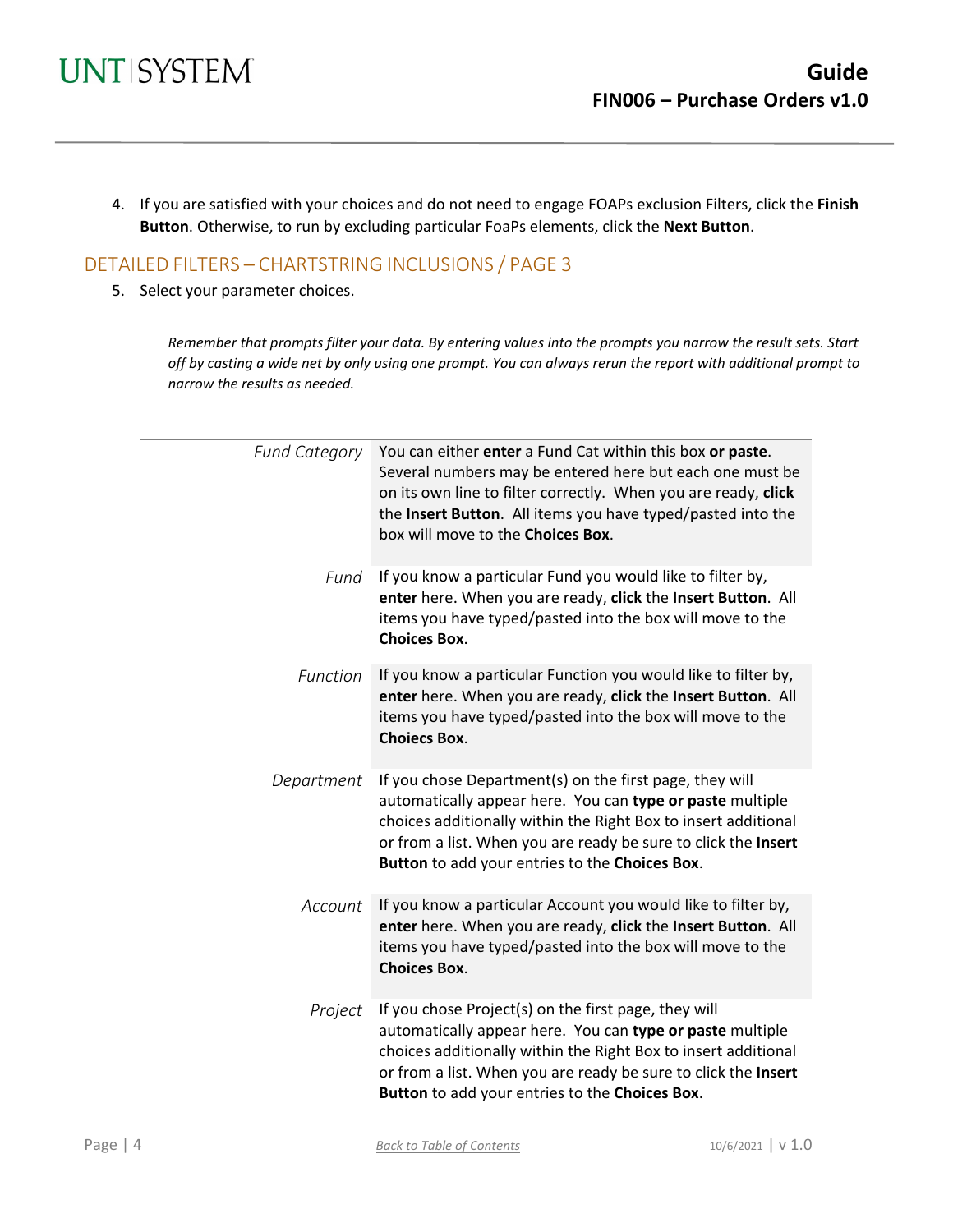4. If you are satisfied with your choices and do not need to engage FOAPs exclusion Filters, click the **Finish Button**. Otherwise, to run by excluding particular FoaPs elements, click the **Next Button**.

## DETAILED FILTERS – CHARTSTRING INCLUSIONS / PAGE 3

5. Select your parameter choices.

*Remember that prompts filter your data. By entering values into the prompts you narrow the result sets. Start off by casting a wide net by only using one prompt. You can always rerun the report with additional prompt to narrow the results as needed.*

| | |
|---|---|
| *Fund Category* | You can either **enter** a Fund Cat within this box **or paste**. Several numbers may be entered here but each one must be on its own line to filter correctly. When you are ready, **click** the **Insert Button**. All items you have typed/pasted into the box will move to the **Choices Box**. |
| *Fund* | If you know a particular Fund you would like to filter by, **enter** here. When you are ready, **click** the **Insert Button**. All items you have typed/pasted into the box will move to the **Choices Box**. |
| *Function* | If you know a particular Function you would like to filter by, **enter** here. When you are ready, **click** the **Insert Button**. All items you have typed/pasted into the box will move to the **Choiecs Box**. |
| *Department* | If you chose Department(s) on the first page, they will automatically appear here. You can **type or paste** multiple choices additionally within the Right Box to insert additional or from a list. When you are ready be sure to click the **Insert Button** to add your entries to the **Choices Box**. |
| *Account* | If you know a particular Account you would like to filter by, **enter** here. When you are ready, **click** the **Insert Button**. All items you have typed/pasted into the box will move to the **Choices Box**. |
| *Project* | If you chose Project(s) on the first page, they will automatically appear here. You can **type or paste** multiple choices additionally within the Right Box to insert additional or from a list. When you are ready be sure to click the **Insert Button** to add your entries to the **Choices Box**. |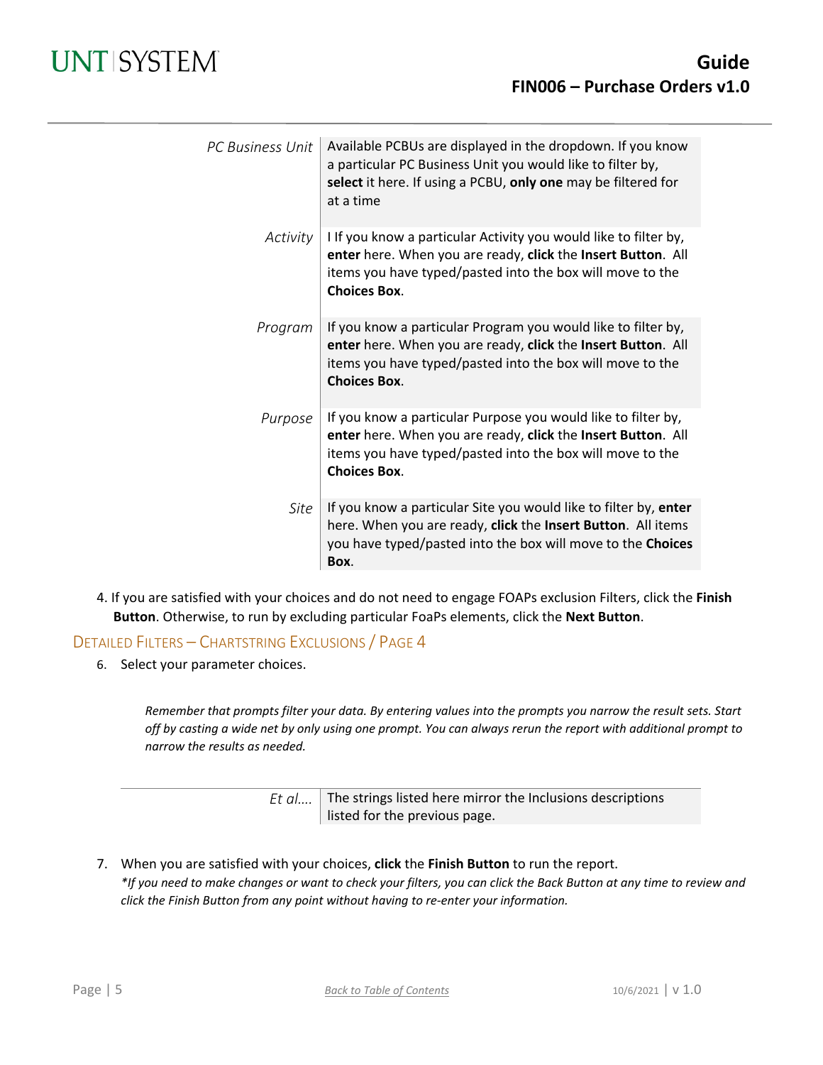| | |
|---|---|
| *PC Business Unit* | Available PCBUs are displayed in the dropdown. If you know a particular PC Business Unit you would like to filter by, **select** it here. If using a PCBU, **only one** may be filtered for at a time |
| *Activity* | I If you know a particular Activity you would like to filter by, **enter** here. When you are ready, **click** the **Insert Button**. All items you have typed/pasted into the box will move to the **Choices Box**. |
| *Program* | If you know a particular Program you would like to filter by, **enter** here. When you are ready, **click** the **Insert Button**. All items you have typed/pasted into the box will move to the **Choices Box**. |
| *Purpose* | If you know a particular Purpose you would like to filter by, **enter** here. When you are ready, **click** the **Insert Button**. All items you have typed/pasted into the box will move to the **Choices Box**. |
| *Site* | If you know a particular Site you would like to filter by, **enter** here. When you are ready, **click** the **Insert Button**. All items you have typed/pasted into the box will move to the **Choices Box**. |

4. If you are satisfied with your choices and do not need to engage FOAPs exclusion Filters, click the **Finish Button**. Otherwise, to run by excluding particular FoaPs elements, click the **Next Button**.

### Detailed Filters – Chartstring Exclusions / Page 4

6. Select your parameter choices.

*Remember that prompts filter your data. By entering values into the prompts you narrow the result sets. Start off by casting a wide net by only using one prompt. You can always rerun the report with additional prompt to narrow the results as needed.*

| | |
|---|---|
| *Et al….* | The strings listed here mirror the Inclusions descriptions listed for the previous page. |

7. When you are satisfied with your choices, **click** the **Finish Button** to run the report.
   *\*If you need to make changes or want to check your filters, you can click the Back Button at any time to review and click the Finish Button from any point without having to re-enter your information.*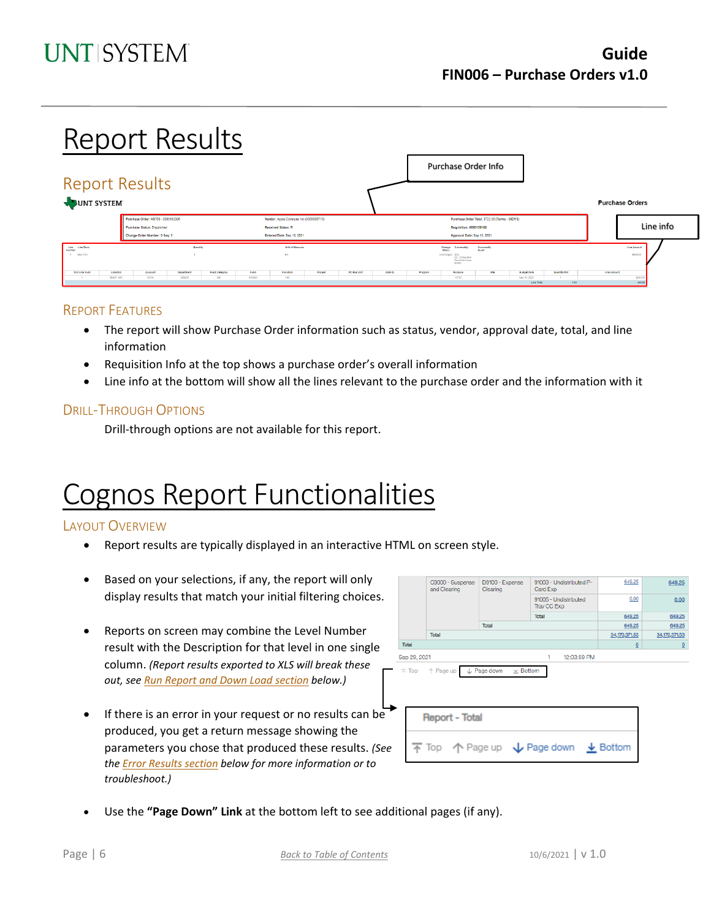# Report Results

## Report Results

### Report Features

- The report will show Purchase Order information such as status, vendor, approval date, total, and line information
- Requisition Info at the top shows a purchase order's overall information
- Line info at the bottom will show all the lines relevant to the purchase order and the information with it

### Drill-Through Options

Drill-through options are not available for this report.

# Cognos Report Functionalities

### Layout Overview

- Report results are typically displayed in an interactive HTML on screen style.
- Based on your selections, if any, the report will only display results that match your initial filtering choices.
- Reports on screen may combine the Level Number result with the Description for that level in one single column. *(Report results exported to XLS will break these out, see Run Report and Down Load section below.)*
- If there is an error in your request or no results can be produced, you get a return message showing the parameters you chose that produced these results. *(See the Error Results section below for more information or to troubleshoot.)*
- Use the **"Page Down" Link** at the bottom left to see additional pages (if any).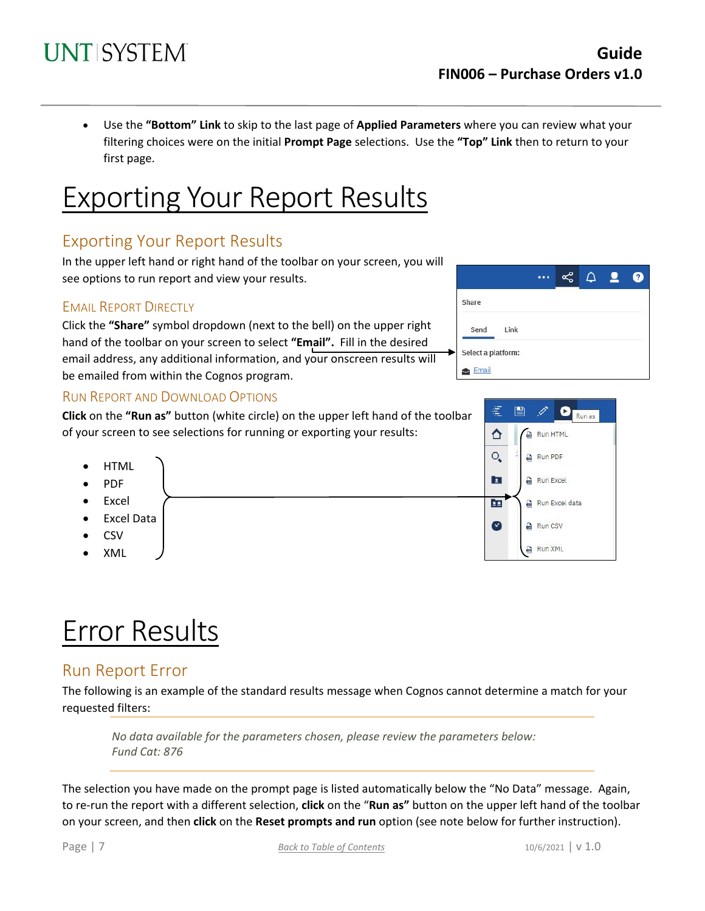- Use the **"Bottom" Link** to skip to the last page of **Applied Parameters** where you can review what your filtering choices were on the initial **Prompt Page** selections. Use the **"Top" Link** then to return to your first page.

# Exporting Your Report Results

## Exporting Your Report Results

In the upper left hand or right hand of the toolbar on your screen, you will see options to run report and view your results.

### Email Report Directly

Click the **"Share"** symbol dropdown (next to the bell) on the upper right hand of the toolbar on your screen to select **"Email"**. Fill in the desired email address, any additional information, and your onscreen results will be emailed from within the Cognos program.

### Run Report and Download Options

**Click** on the **"Run as"** button (white circle) on the upper left hand of the toolbar of your screen to see selections for running or exporting your results:

- HTML
- PDF
- Excel
- Excel Data
- CSV
- XML

# Error Results

## Run Report Error

The following is an example of the standard results message when Cognos cannot determine a match for your requested filters:

> *No data available for the parameters chosen, please review the parameters below:*
> *Fund Cat: 876*

The selection you have made on the prompt page is listed automatically below the "No Data" message. Again, to re-run the report with a different selection, **click** on the "**Run as"** button on the upper left hand of the toolbar on your screen, and then **click** on the **Reset prompts and run** option (see note below for further instruction).

Back to Table of Contents